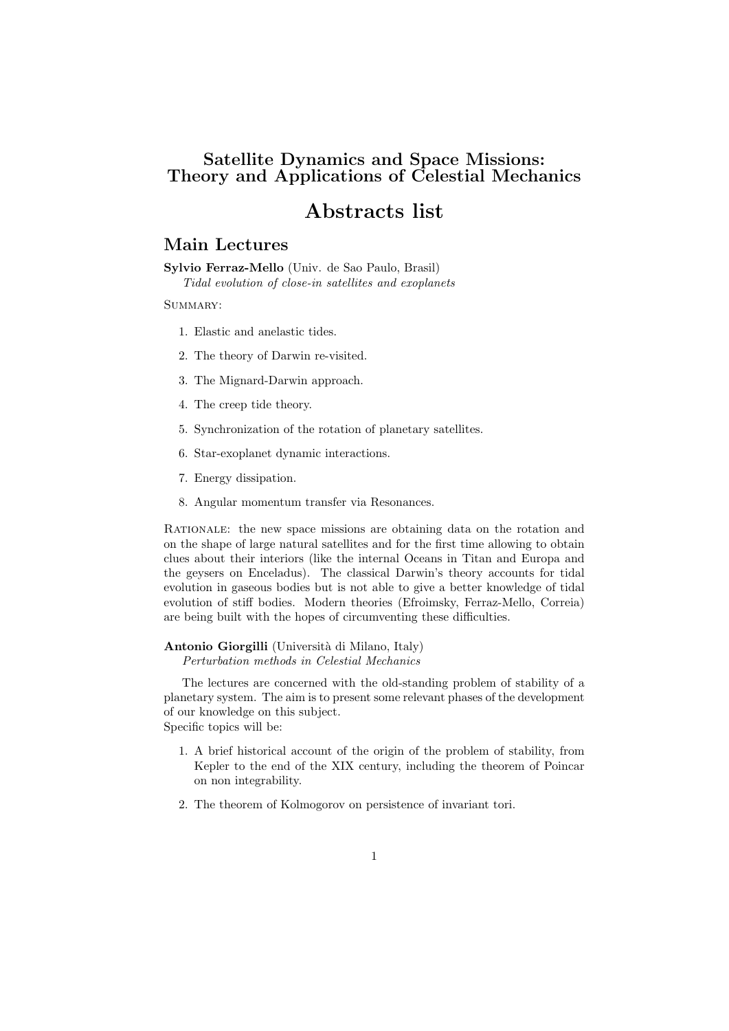# Satellite Dynamics and Space Missions: Theory and Applications of Celestial Mechanics

# Abstracts list

## Main Lectures

**Sylvio Ferraz-Mello** (Univ. de Sao Paulo, Brasil)
*Tidal evolution of close-in satellites and exoplanets*

Summary:

1. Elastic and anelastic tides.
2. The theory of Darwin re-visited.
3. The Mignard-Darwin approach.
4. The creep tide theory.
5. Synchronization of the rotation of planetary satellites.
6. Star-exoplanet dynamic interactions.
7. Energy dissipation.
8. Angular momentum transfer via Resonances.

Rationale: the new space missions are obtaining data on the rotation and on the shape of large natural satellites and for the first time allowing to obtain clues about their interiors (like the internal Oceans in Titan and Europa and the geysers on Enceladus). The classical Darwin's theory accounts for tidal evolution in gaseous bodies but is not able to give a better knowledge of tidal evolution of stiff bodies. Modern theories (Efroimsky, Ferraz-Mello, Correia) are being built with the hopes of circumventing these difficulties.

**Antonio Giorgilli** (Università di Milano, Italy)
*Perturbation methods in Celestial Mechanics*

The lectures are concerned with the old-standing problem of stability of a planetary system. The aim is to present some relevant phases of the development of our knowledge on this subject.
Specific topics will be:

1. A brief historical account of the origin of the problem of stability, from Kepler to the end of the XIX century, including the theorem of Poincar on non integrability.
2. The theorem of Kolmogorov on persistence of invariant tori.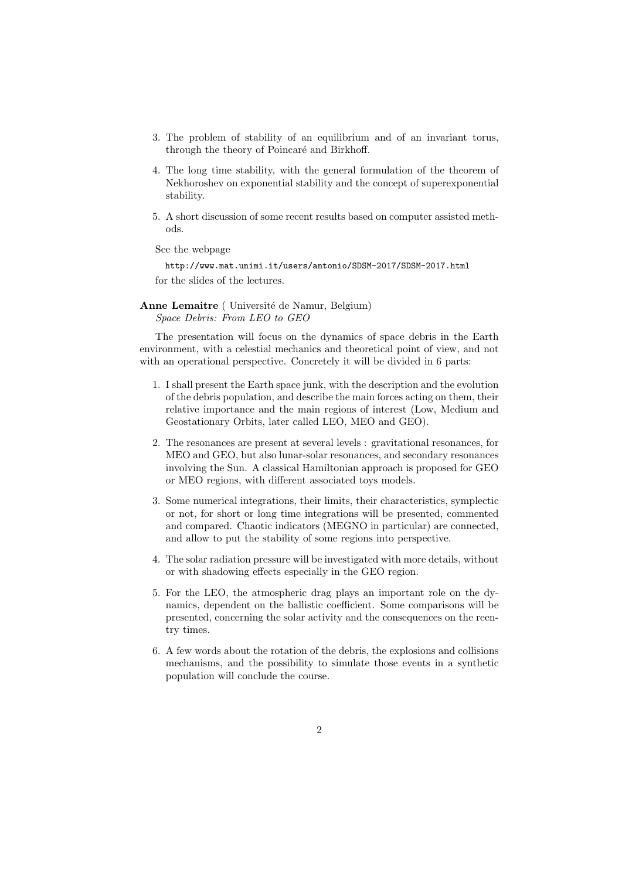3. The problem of stability of an equilibrium and of an invariant torus, through the theory of Poincaré and Birkhoff.
4. The long time stability, with the general formulation of the theorem of Nekhoroshev on exponential stability and the concept of superexponential stability.
5. A short discussion of some recent results based on computer assisted methods.

See the webpage

`http://www.mat.unimi.it/users/antonio/SDSM-2017/SDSM-2017.html`

for the slides of the lectures.

**Anne Lemaitre** ( Université de Namur, Belgium)
*Space Debris: From LEO to GEO*

The presentation will focus on the dynamics of space debris in the Earth environment, with a celestial mechanics and theoretical point of view, and not with an operational perspective. Concretely it will be divided in 6 parts:

1. I shall present the Earth space junk, with the description and the evolution of the debris population, and describe the main forces acting on them, their relative importance and the main regions of interest (Low, Medium and Geostationary Orbits, later called LEO, MEO and GEO).
2. The resonances are present at several levels : gravitational resonances, for MEO and GEO, but also lunar-solar resonances, and secondary resonances involving the Sun. A classical Hamiltonian approach is proposed for GEO or MEO regions, with different associated toys models.
3. Some numerical integrations, their limits, their characteristics, symplectic or not, for short or long time integrations will be presented, commented and compared. Chaotic indicators (MEGNO in particular) are connected, and allow to put the stability of some regions into perspective.
4. The solar radiation pressure will be investigated with more details, without or with shadowing effects especially in the GEO region.
5. For the LEO, the atmospheric drag plays an important role on the dynamics, dependent on the ballistic coefficient. Some comparisons will be presented, concerning the solar activity and the consequences on the reentry times.
6. A few words about the rotation of the debris, the explosions and collisions mechanisms, and the possibility to simulate those events in a synthetic population will conclude the course.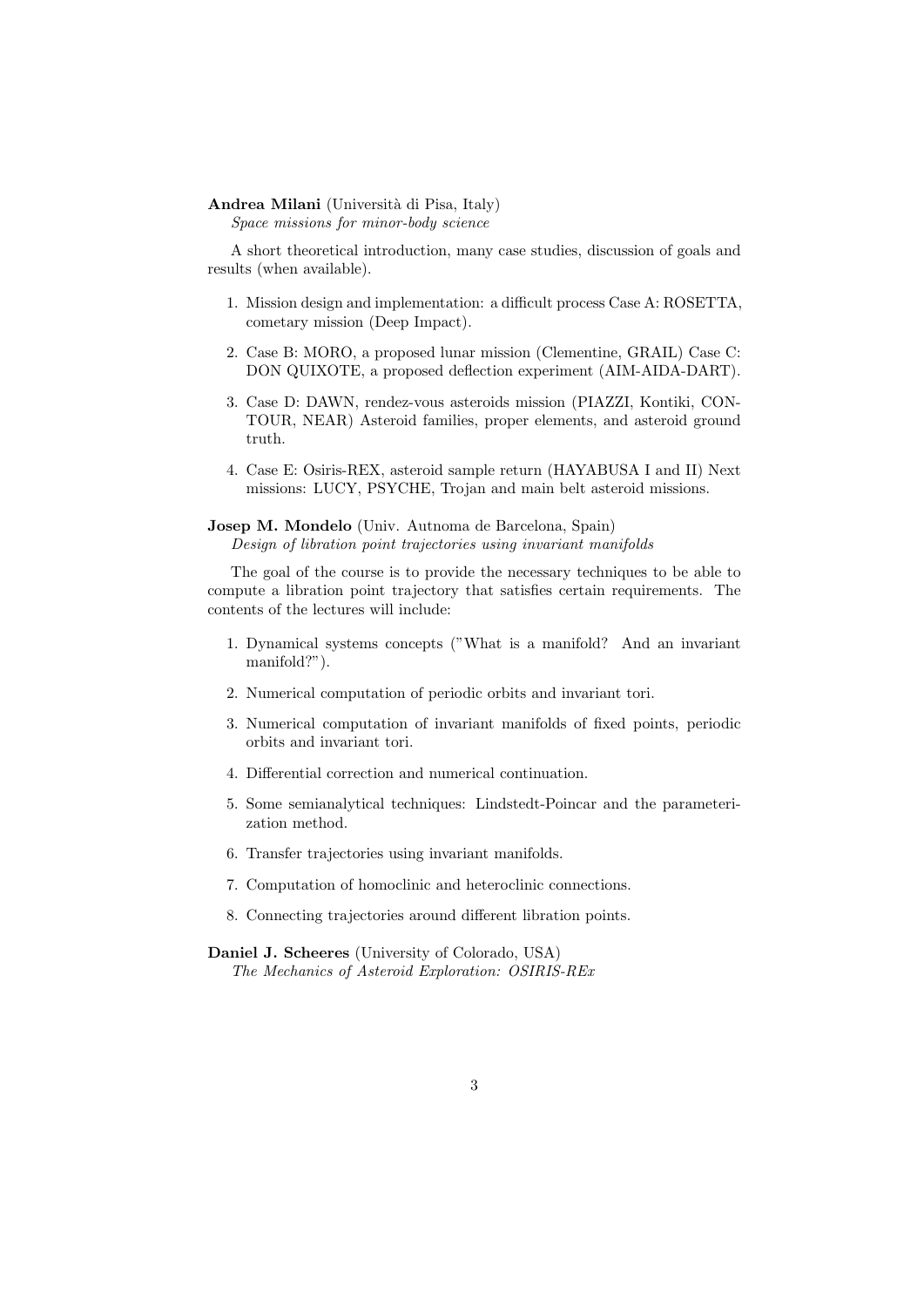**Andrea Milani** (Università di Pisa, Italy)
*Space missions for minor-body science*

A short theoretical introduction, many case studies, discussion of goals and results (when available).

1. Mission design and implementation: a difficult process Case A: ROSETTA, cometary mission (Deep Impact).
2. Case B: MORO, a proposed lunar mission (Clementine, GRAIL) Case C: DON QUIXOTE, a proposed deflection experiment (AIM-AIDA-DART).
3. Case D: DAWN, rendez-vous asteroids mission (PIAZZI, Kontiki, CONTOUR, NEAR) Asteroid families, proper elements, and asteroid ground truth.
4. Case E: Osiris-REX, asteroid sample return (HAYABUSA I and II) Next missions: LUCY, PSYCHE, Trojan and main belt asteroid missions.

**Josep M. Mondelo** (Univ. Autnoma de Barcelona, Spain)
*Design of libration point trajectories using invariant manifolds*

The goal of the course is to provide the necessary techniques to be able to compute a libration point trajectory that satisfies certain requirements. The contents of the lectures will include:

1. Dynamical systems concepts ("What is a manifold? And an invariant manifold?").
2. Numerical computation of periodic orbits and invariant tori.
3. Numerical computation of invariant manifolds of fixed points, periodic orbits and invariant tori.
4. Differential correction and numerical continuation.
5. Some semianalytical techniques: Lindstedt-Poincar and the parameterization method.
6. Transfer trajectories using invariant manifolds.
7. Computation of homoclinic and heteroclinic connections.
8. Connecting trajectories around different libration points.

**Daniel J. Scheeres** (University of Colorado, USA)
*The Mechanics of Asteroid Exploration: OSIRIS-REx*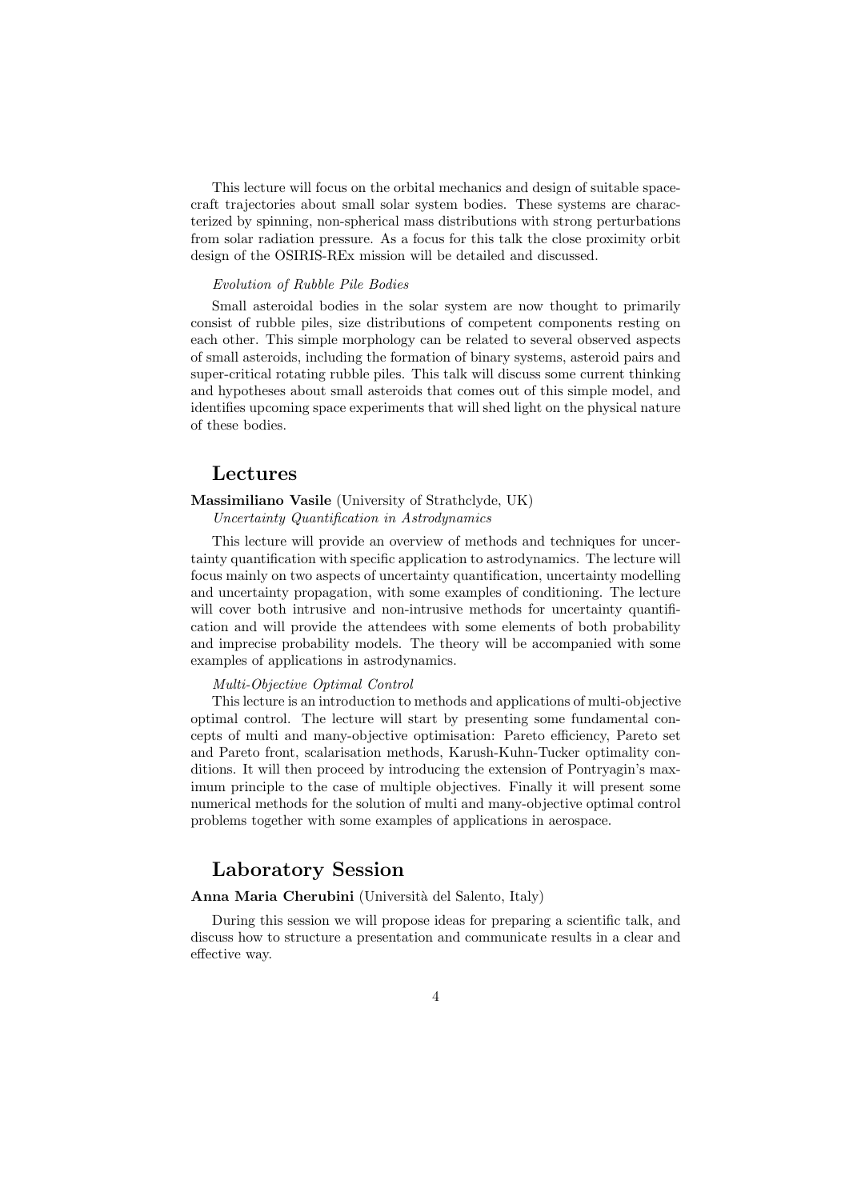This lecture will focus on the orbital mechanics and design of suitable spacecraft trajectories about small solar system bodies. These systems are characterized by spinning, non-spherical mass distributions with strong perturbations from solar radiation pressure. As a focus for this talk the close proximity orbit design of the OSIRIS-REx mission will be detailed and discussed.

*Evolution of Rubble Pile Bodies*

Small asteroidal bodies in the solar system are now thought to primarily consist of rubble piles, size distributions of competent components resting on each other. This simple morphology can be related to several observed aspects of small asteroids, including the formation of binary systems, asteroid pairs and super-critical rotating rubble piles. This talk will discuss some current thinking and hypotheses about small asteroids that comes out of this simple model, and identifies upcoming space experiments that will shed light on the physical nature of these bodies.

## Lectures

**Massimiliano Vasile** (University of Strathclyde, UK)
*Uncertainty Quantification in Astrodynamics*

This lecture will provide an overview of methods and techniques for uncertainty quantification with specific application to astrodynamics. The lecture will focus mainly on two aspects of uncertainty quantification, uncertainty modelling and uncertainty propagation, with some examples of conditioning. The lecture will cover both intrusive and non-intrusive methods for uncertainty quantification and will provide the attendees with some elements of both probability and imprecise probability models. The theory will be accompanied with some examples of applications in astrodynamics.

*Multi-Objective Optimal Control*

This lecture is an introduction to methods and applications of multi-objective optimal control. The lecture will start by presenting some fundamental concepts of multi and many-objective optimisation: Pareto efficiency, Pareto set and Pareto front, scalarisation methods, Karush-Kuhn-Tucker optimality conditions. It will then proceed by introducing the extension of Pontryagin's maximum principle to the case of multiple objectives. Finally it will present some numerical methods for the solution of multi and many-objective optimal control problems together with some examples of applications in aerospace.

## Laboratory Session

**Anna Maria Cherubini** (Università del Salento, Italy)

During this session we will propose ideas for preparing a scientific talk, and discuss how to structure a presentation and communicate results in a clear and effective way.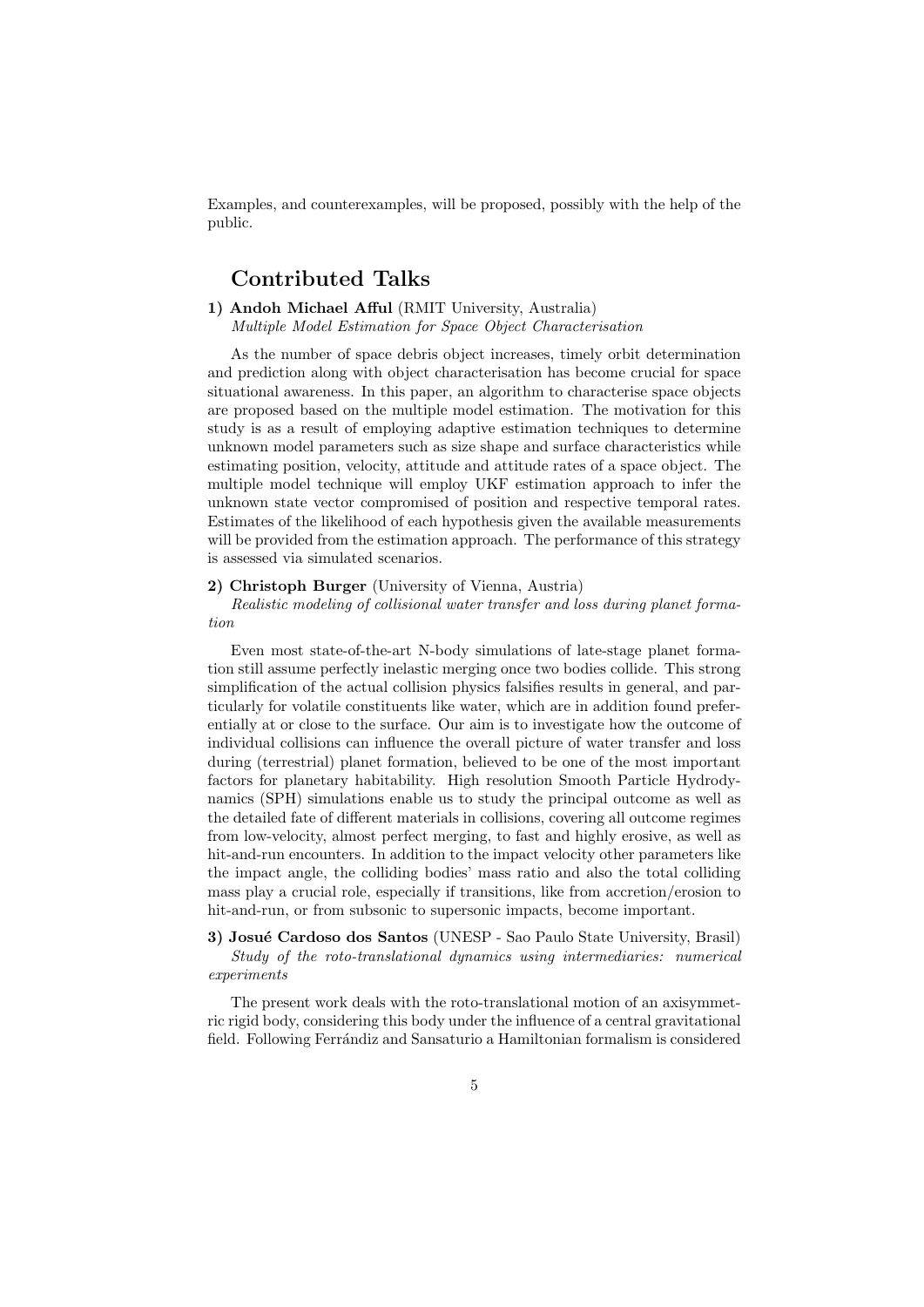Examples, and counterexamples, will be proposed, possibly with the help of the public.

## Contributed Talks

**1) Andoh Michael Afful** (RMIT University, Australia)
*Multiple Model Estimation for Space Object Characterisation*

As the number of space debris object increases, timely orbit determination and prediction along with object characterisation has become crucial for space situational awareness. In this paper, an algorithm to characterise space objects are proposed based on the multiple model estimation. The motivation for this study is as a result of employing adaptive estimation techniques to determine unknown model parameters such as size shape and surface characteristics while estimating position, velocity, attitude and attitude rates of a space object. The multiple model technique will employ UKF estimation approach to infer the unknown state vector compromised of position and respective temporal rates. Estimates of the likelihood of each hypothesis given the available measurements will be provided from the estimation approach. The performance of this strategy is assessed via simulated scenarios.

**2) Christoph Burger** (University of Vienna, Austria)
*Realistic modeling of collisional water transfer and loss during planet formation*

Even most state-of-the-art N-body simulations of late-stage planet formation still assume perfectly inelastic merging once two bodies collide. This strong simplification of the actual collision physics falsifies results in general, and particularly for volatile constituents like water, which are in addition found preferentially at or close to the surface. Our aim is to investigate how the outcome of individual collisions can influence the overall picture of water transfer and loss during (terrestrial) planet formation, believed to be one of the most important factors for planetary habitability. High resolution Smooth Particle Hydrodynamics (SPH) simulations enable us to study the principal outcome as well as the detailed fate of different materials in collisions, covering all outcome regimes from low-velocity, almost perfect merging, to fast and highly erosive, as well as hit-and-run encounters. In addition to the impact velocity other parameters like the impact angle, the colliding bodies' mass ratio and also the total colliding mass play a crucial role, especially if transitions, like from accretion/erosion to hit-and-run, or from subsonic to supersonic impacts, become important.

**3) Josué Cardoso dos Santos** (UNESP - Sao Paulo State University, Brasil)
*Study of the roto-translational dynamics using intermediaries: numerical experiments*

The present work deals with the roto-translational motion of an axisymmetric rigid body, considering this body under the influence of a central gravitational field. Following Ferrándiz and Sansaturio a Hamiltonian formalism is considered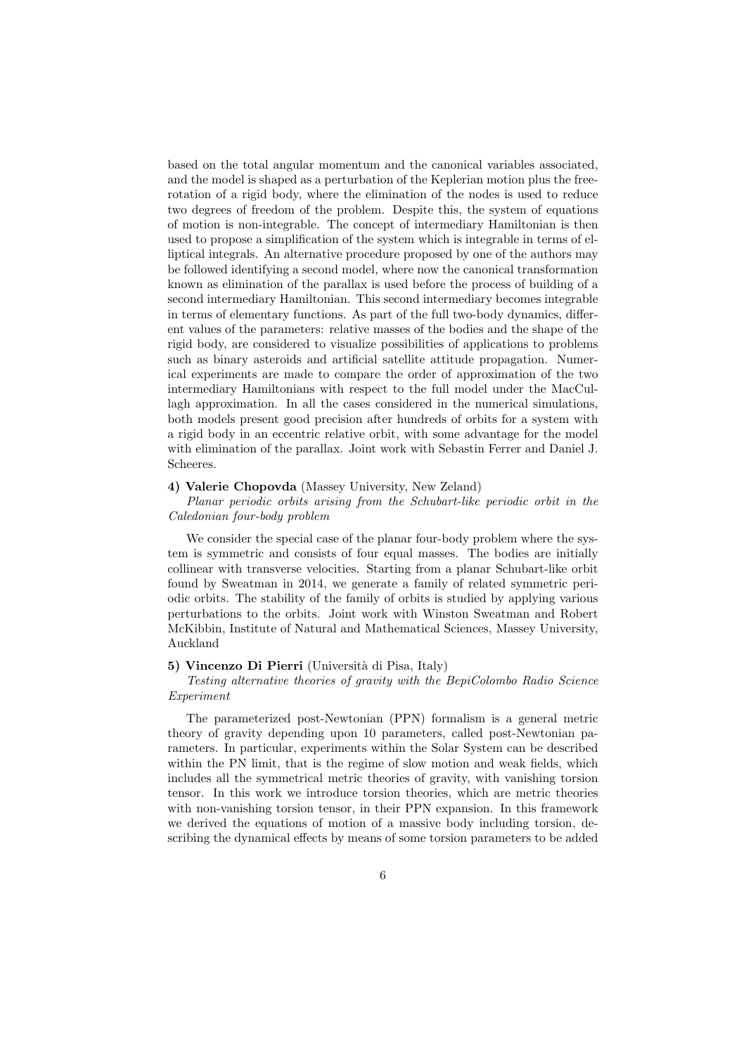based on the total angular momentum and the canonical variables associated, and the model is shaped as a perturbation of the Keplerian motion plus the free-rotation of a rigid body, where the elimination of the nodes is used to reduce two degrees of freedom of the problem. Despite this, the system of equations of motion is non-integrable. The concept of intermediary Hamiltonian is then used to propose a simplification of the system which is integrable in terms of elliptical integrals. An alternative procedure proposed by one of the authors may be followed identifying a second model, where now the canonical transformation known as elimination of the parallax is used before the process of building of a second intermediary Hamiltonian. This second intermediary becomes integrable in terms of elementary functions. As part of the full two-body dynamics, different values of the parameters: relative masses of the bodies and the shape of the rigid body, are considered to visualize possibilities of applications to problems such as binary asteroids and artificial satellite attitude propagation. Numerical experiments are made to compare the order of approximation of the two intermediary Hamiltonians with respect to the full model under the MacCullagh approximation. In all the cases considered in the numerical simulations, both models present good precision after hundreds of orbits for a system with a rigid body in an eccentric relative orbit, with some advantage for the model with elimination of the parallax. Joint work with Sebastin Ferrer and Daniel J. Scheeres.

**4) Valerie Chopovda** (Massey University, New Zeland)

*Planar periodic orbits arising from the Schubart-like periodic orbit in the Caledonian four-body problem*

We consider the special case of the planar four-body problem where the system is symmetric and consists of four equal masses. The bodies are initially collinear with transverse velocities. Starting from a planar Schubart-like orbit found by Sweatman in 2014, we generate a family of related symmetric periodic orbits. The stability of the family of orbits is studied by applying various perturbations to the orbits. Joint work with Winston Sweatman and Robert McKibbin, Institute of Natural and Mathematical Sciences, Massey University, Auckland

**5) Vincenzo Di Pierri** (Università di Pisa, Italy)

*Testing alternative theories of gravity with the BepiColombo Radio Science Experiment*

The parameterized post-Newtonian (PPN) formalism is a general metric theory of gravity depending upon 10 parameters, called post-Newtonian parameters. In particular, experiments within the Solar System can be described within the PN limit, that is the regime of slow motion and weak fields, which includes all the symmetrical metric theories of gravity, with vanishing torsion tensor. In this work we introduce torsion theories, which are metric theories with non-vanishing torsion tensor, in their PPN expansion. In this framework we derived the equations of motion of a massive body including torsion, describing the dynamical effects by means of some torsion parameters to be added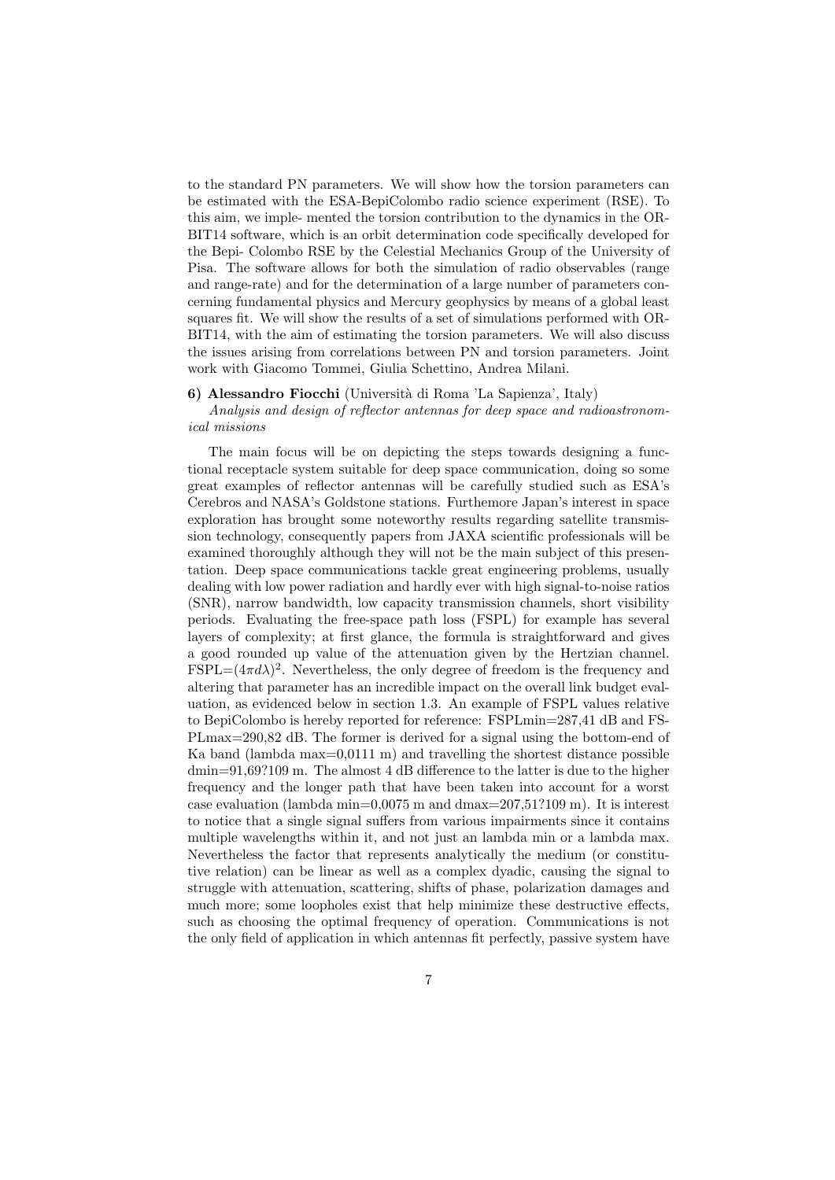to the standard PN parameters. We will show how the torsion parameters can be estimated with the ESA-BepiColombo radio science experiment (RSE). To this aim, we imple- mented the torsion contribution to the dynamics in the ORBIT14 software, which is an orbit determination code specifically developed for the Bepi- Colombo RSE by the Celestial Mechanics Group of the University of Pisa. The software allows for both the simulation of radio observables (range and range-rate) and for the determination of a large number of parameters concerning fundamental physics and Mercury geophysics by means of a global least squares fit. We will show the results of a set of simulations performed with ORBIT14, with the aim of estimating the torsion parameters. We will also discuss the issues arising from correlations between PN and torsion parameters. Joint work with Giacomo Tommei, Giulia Schettino, Andrea Milani.

**6) Alessandro Fiocchi** (Università di Roma 'La Sapienza', Italy)
*Analysis and design of reflector antennas for deep space and radioastronomical missions*

The main focus will be on depicting the steps towards designing a functional receptacle system suitable for deep space communication, doing so some great examples of reflector antennas will be carefully studied such as ESA's Cerebros and NASA's Goldstone stations. Furthermore Japan's interest in space exploration has brought some noteworthy results regarding satellite transmission technology, consequently papers from JAXA scientific professionals will be examined thoroughly although they will not be the main subject of this presentation. Deep space communications tackle great engineering problems, usually dealing with low power radiation and hardly ever with high signal-to-noise ratios (SNR), narrow bandwidth, low capacity transmission channels, short visibility periods. Evaluating the free-space path loss (FSPL) for example has several layers of complexity; at first glance, the formula is straightforward and gives a good rounded up value of the attenuation given by the Hertzian channel. FSPL=$(4\pi d\lambda)^2$. Nevertheless, the only degree of freedom is the frequency and altering that parameter has an incredible impact on the overall link budget evaluation, as evidenced below in section 1.3. An example of FSPL values relative to BepiColombo is hereby reported for reference: FSPLmin=287,41 dB and FSPLmax=290,82 dB. The former is derived for a signal using the bottom-end of Ka band (lambda max=0,0111 m) and travelling the shortest distance possible dmin=91,69?109 m. The almost 4 dB difference to the latter is due to the higher frequency and the longer path that have been taken into account for a worst case evaluation (lambda min=0,0075 m and dmax=207,51?109 m). It is interest to notice that a single signal suffers from various impairments since it contains multiple wavelengths within it, and not just an lambda min or a lambda max. Nevertheless the factor that represents analytically the medium (or constitutive relation) can be linear as well as a complex dyadic, causing the signal to struggle with attenuation, scattering, shifts of phase, polarization damages and much more; some loopholes exist that help minimize these destructive effects, such as choosing the optimal frequency of operation. Communications is not the only field of application in which antennas fit perfectly, passive system have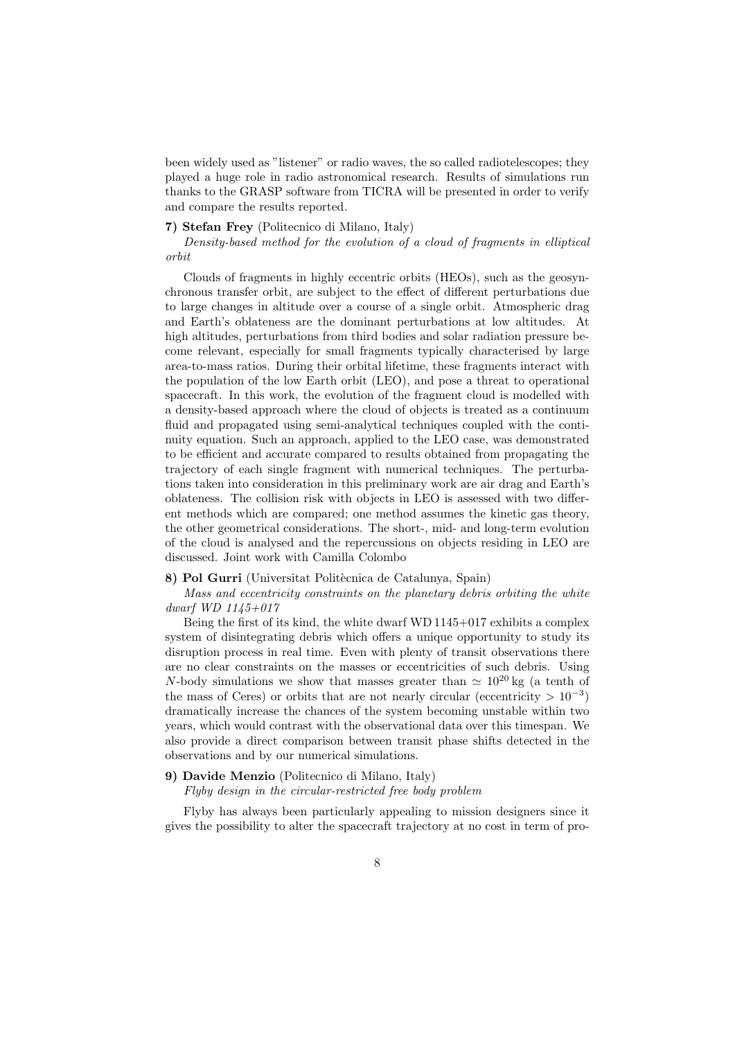been widely used as "listener" or radio waves, the so called radiotelescopes; they played a huge role in radio astronomical research. Results of simulations run thanks to the GRASP software from TICRA will be presented in order to verify and compare the results reported.

**7) Stefan Frey** (Politecnico di Milano, Italy)

*Density-based method for the evolution of a cloud of fragments in elliptical orbit*

Clouds of fragments in highly eccentric orbits (HEOs), such as the geosynchronous transfer orbit, are subject to the effect of different perturbations due to large changes in altitude over a course of a single orbit. Atmospheric drag and Earth's oblateness are the dominant perturbations at low altitudes. At high altitudes, perturbations from third bodies and solar radiation pressure become relevant, especially for small fragments typically characterised by large area-to-mass ratios. During their orbital lifetime, these fragments interact with the population of the low Earth orbit (LEO), and pose a threat to operational spacecraft. In this work, the evolution of the fragment cloud is modelled with a density-based approach where the cloud of objects is treated as a continuum fluid and propagated using semi-analytical techniques coupled with the continuity equation. Such an approach, applied to the LEO case, was demonstrated to be efficient and accurate compared to results obtained from propagating the trajectory of each single fragment with numerical techniques. The perturbations taken into consideration in this preliminary work are air drag and Earth's oblateness. The collision risk with objects in LEO is assessed with two different methods which are compared; one method assumes the kinetic gas theory, the other geometrical considerations. The short-, mid- and long-term evolution of the cloud is analysed and the repercussions on objects residing in LEO are discussed. Joint work with Camilla Colombo

**8) Pol Gurri** (Universitat Politècnica de Catalunya, Spain)

*Mass and eccentricity constraints on the planetary debris orbiting the white dwarf WD 1145+017*

Being the first of its kind, the white dwarf WD 1145+017 exhibits a complex system of disintegrating debris which offers a unique opportunity to study its disruption process in real time. Even with plenty of transit observations there are no clear constraints on the masses or eccentricities of such debris. Using $N$-body simulations we show that masses greater than $\simeq 10^{20}$ kg (a tenth of the mass of Ceres) or orbits that are not nearly circular (eccentricity $> 10^{-3}$) dramatically increase the chances of the system becoming unstable within two years, which would contrast with the observational data over this timespan. We also provide a direct comparison between transit phase shifts detected in the observations and by our numerical simulations.

**9) Davide Menzio** (Politecnico di Milano, Italy)

*Flyby design in the circular-restricted free body problem*

Flyby has always been particularly appealing to mission designers since it gives the possibility to alter the spacecraft trajectory at no cost in term of pro-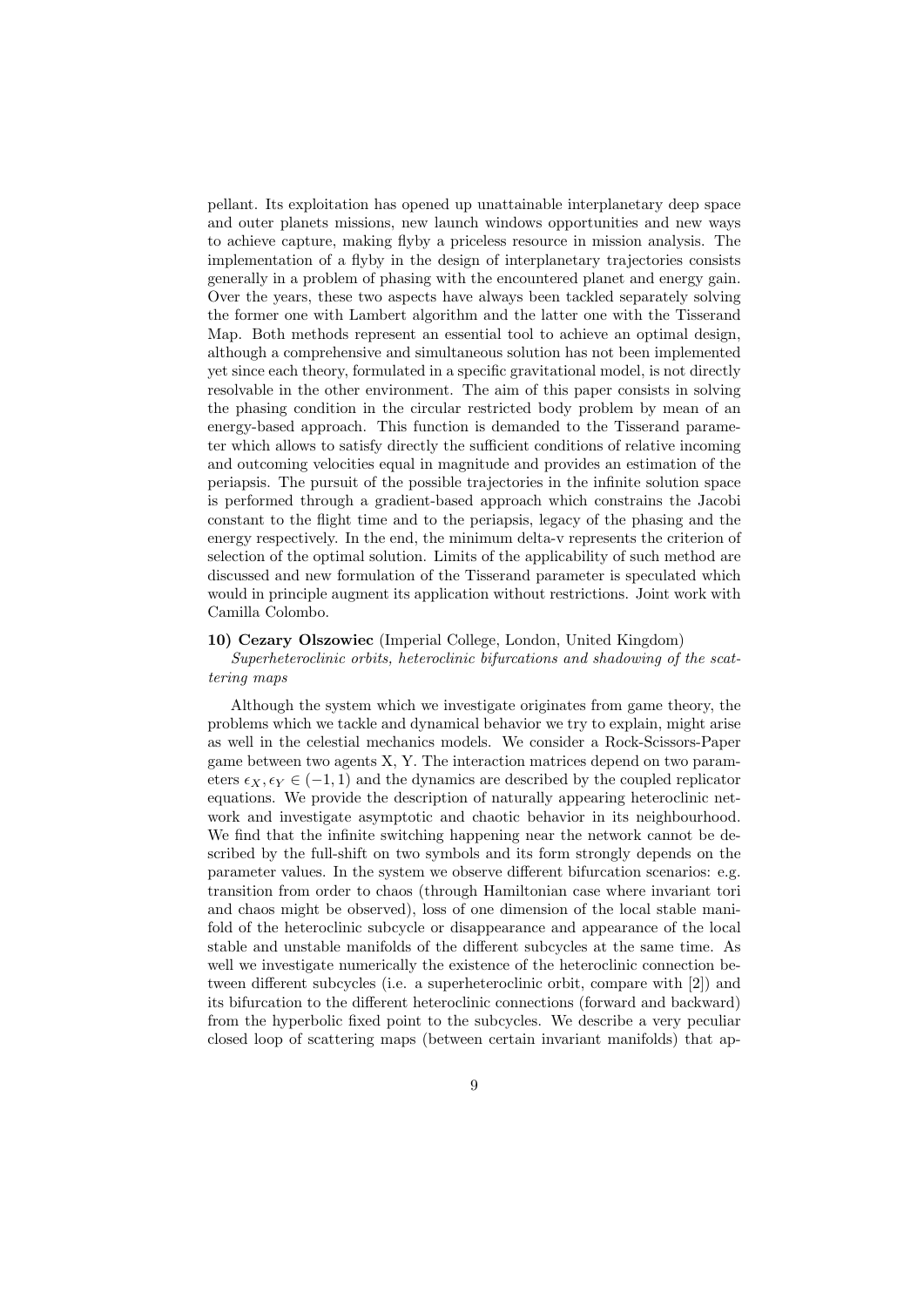pellant. Its exploitation has opened up unattainable interplanetary deep space and outer planets missions, new launch windows opportunities and new ways to achieve capture, making flyby a priceless resource in mission analysis. The implementation of a flyby in the design of interplanetary trajectories consists generally in a problem of phasing with the encountered planet and energy gain. Over the years, these two aspects have always been tackled separately solving the former one with Lambert algorithm and the latter one with the Tisserand Map. Both methods represent an essential tool to achieve an optimal design, although a comprehensive and simultaneous solution has not been implemented yet since each theory, formulated in a specific gravitational model, is not directly resolvable in the other environment. The aim of this paper consists in solving the phasing condition in the circular restricted body problem by mean of an energy-based approach. This function is demanded to the Tisserand parameter which allows to satisfy directly the sufficient conditions of relative incoming and outcoming velocities equal in magnitude and provides an estimation of the periapsis. The pursuit of the possible trajectories in the infinite solution space is performed through a gradient-based approach which constrains the Jacobi constant to the flight time and to the periapsis, legacy of the phasing and the energy respectively. In the end, the minimum delta-v represents the criterion of selection of the optimal solution. Limits of the applicability of such method are discussed and new formulation of the Tisserand parameter is speculated which would in principle augment its application without restrictions. Joint work with Camilla Colombo.

**10) Cezary Olszowiec** (Imperial College, London, United Kingdom)
*Superheteroclinic orbits, heteroclinic bifurcations and shadowing of the scattering maps*

Although the system which we investigate originates from game theory, the problems which we tackle and dynamical behavior we try to explain, might arise as well in the celestial mechanics models. We consider a Rock-Scissors-Paper game between two agents X, Y. The interaction matrices depend on two parameters $\epsilon_X, \epsilon_Y \in (-1, 1)$ and the dynamics are described by the coupled replicator equations. We provide the description of naturally appearing heteroclinic network and investigate asymptotic and chaotic behavior in its neighbourhood. We find that the infinite switching happening near the network cannot be described by the full-shift on two symbols and its form strongly depends on the parameter values. In the system we observe different bifurcation scenarios: e.g. transition from order to chaos (through Hamiltonian case where invariant tori and chaos might be observed), loss of one dimension of the local stable manifold of the heteroclinic subcycle or disappearance and appearance of the local stable and unstable manifolds of the different subcycles at the same time. As well we investigate numerically the existence of the heteroclinic connection between different subcycles (i.e. a superheteroclinic orbit, compare with [2]) and its bifurcation to the different heteroclinic connections (forward and backward) from the hyperbolic fixed point to the subcycles. We describe a very peculiar closed loop of scattering maps (between certain invariant manifolds) that ap-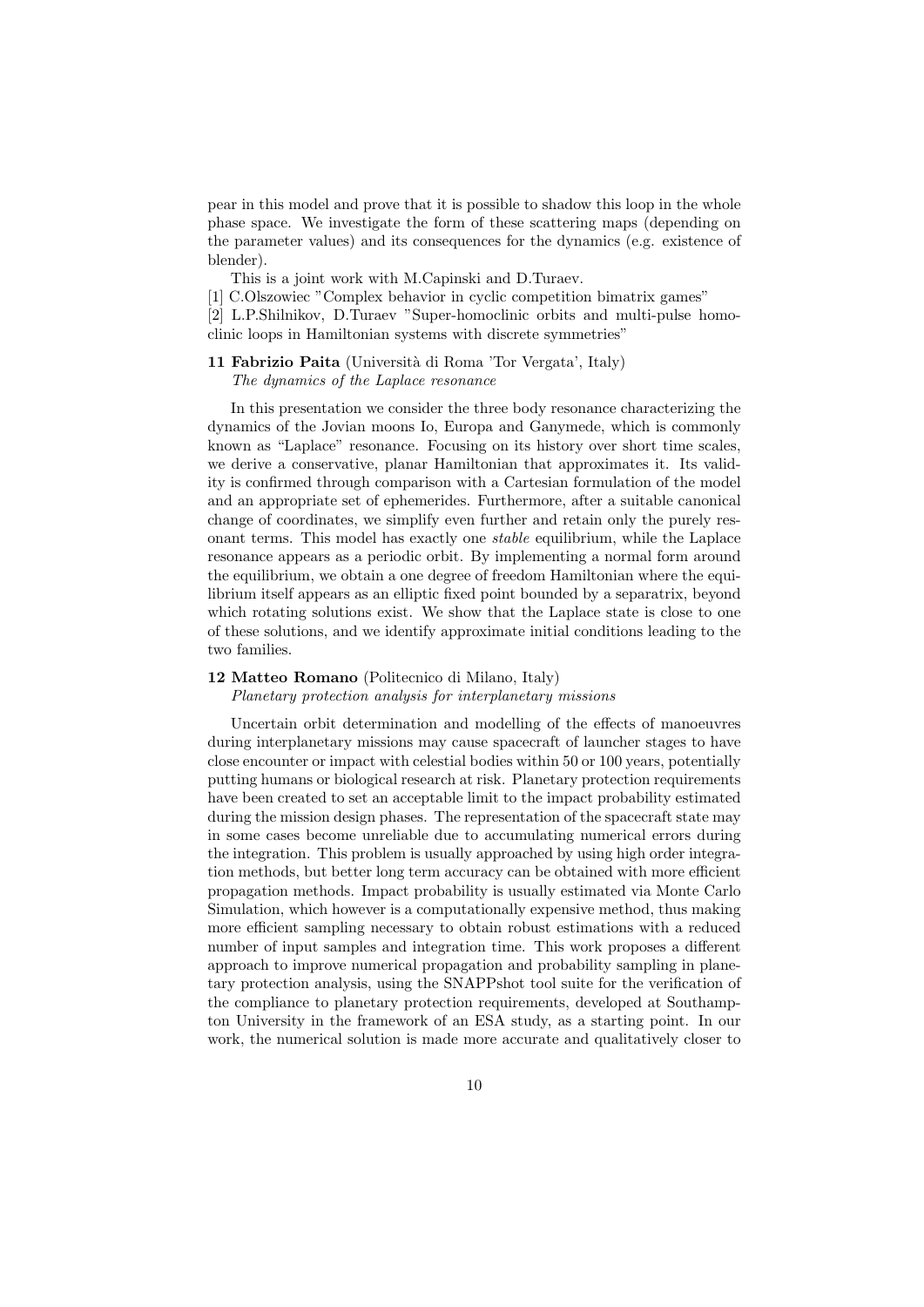pear in this model and prove that it is possible to shadow this loop in the whole phase space. We investigate the form of these scattering maps (depending on the parameter values) and its consequences for the dynamics (e.g. existence of blender).

This is a joint work with M.Capinski and D.Turaev.

[1] C.Olszowiec "Complex behavior in cyclic competition bimatrix games"

[2] L.P.Shilnikov, D.Turaev "Super-homoclinic orbits and multi-pulse homoclinic loops in Hamiltonian systems with discrete symmetries"

**11 Fabrizio Paita** (Università di Roma 'Tor Vergata', Italy)
*The dynamics of the Laplace resonance*

In this presentation we consider the three body resonance characterizing the dynamics of the Jovian moons Io, Europa and Ganymede, which is commonly known as "Laplace" resonance. Focusing on its history over short time scales, we derive a conservative, planar Hamiltonian that approximates it. Its validity is confirmed through comparison with a Cartesian formulation of the model and an appropriate set of ephemerides. Furthermore, after a suitable canonical change of coordinates, we simplify even further and retain only the purely resonant terms. This model has exactly one *stable* equilibrium, while the Laplace resonance appears as a periodic orbit. By implementing a normal form around the equilibrium, we obtain a one degree of freedom Hamiltonian where the equilibrium itself appears as an elliptic fixed point bounded by a separatrix, beyond which rotating solutions exist. We show that the Laplace state is close to one of these solutions, and we identify approximate initial conditions leading to the two families.

**12 Matteo Romano** (Politecnico di Milano, Italy)
*Planetary protection analysis for interplanetary missions*

Uncertain orbit determination and modelling of the effects of manoeuvres during interplanetary missions may cause spacecraft of launcher stages to have close encounter or impact with celestial bodies within 50 or 100 years, potentially putting humans or biological research at risk. Planetary protection requirements have been created to set an acceptable limit to the impact probability estimated during the mission design phases. The representation of the spacecraft state may in some cases become unreliable due to accumulating numerical errors during the integration. This problem is usually approached by using high order integration methods, but better long term accuracy can be obtained with more efficient propagation methods. Impact probability is usually estimated via Monte Carlo Simulation, which however is a computationally expensive method, thus making more efficient sampling necessary to obtain robust estimations with a reduced number of input samples and integration time. This work proposes a different approach to improve numerical propagation and probability sampling in planetary protection analysis, using the SNAPPshot tool suite for the verification of the compliance to planetary protection requirements, developed at Southampton University in the framework of an ESA study, as a starting point. In our work, the numerical solution is made more accurate and qualitatively closer to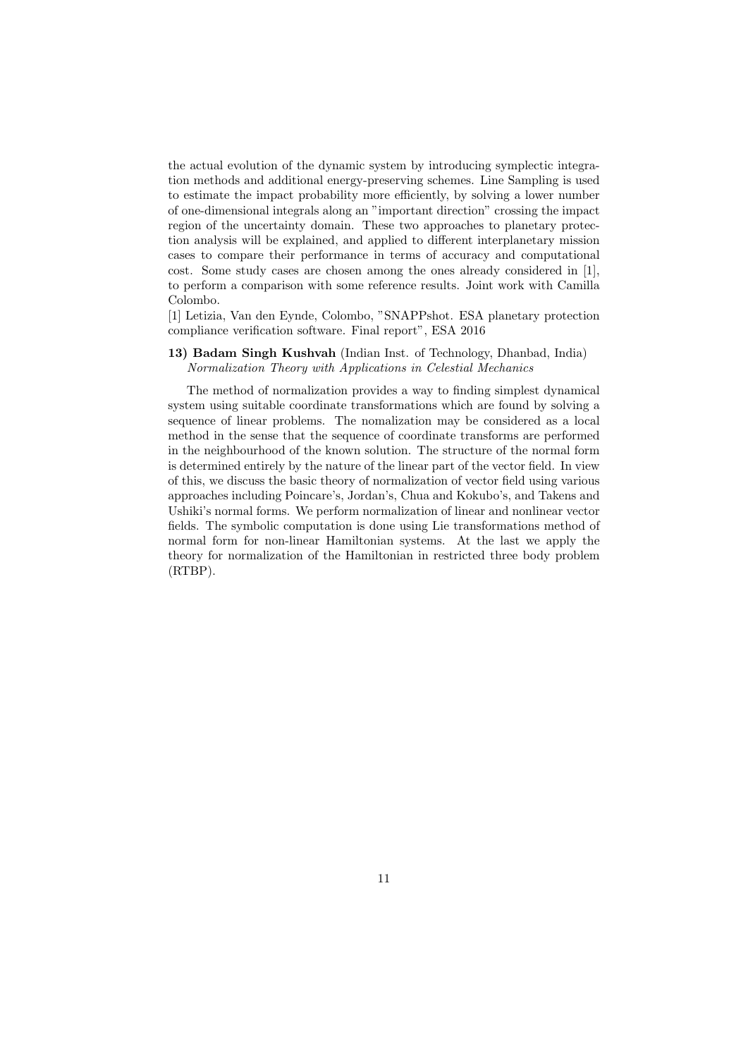the actual evolution of the dynamic system by introducing symplectic integration methods and additional energy-preserving schemes. Line Sampling is used to estimate the impact probability more efficiently, by solving a lower number of one-dimensional integrals along an "important direction" crossing the impact region of the uncertainty domain. These two approaches to planetary protection analysis will be explained, and applied to different interplanetary mission cases to compare their performance in terms of accuracy and computational cost. Some study cases are chosen among the ones already considered in [1], to perform a comparison with some reference results. Joint work with Camilla Colombo.

[1] Letizia, Van den Eynde, Colombo, "SNAPPshot. ESA planetary protection compliance verification software. Final report", ESA 2016

**13) Badam Singh Kushvah** (Indian Inst. of Technology, Dhanbad, India)
*Normalization Theory with Applications in Celestial Mechanics*

The method of normalization provides a way to finding simplest dynamical system using suitable coordinate transformations which are found by solving a sequence of linear problems. The nomalization may be considered as a local method in the sense that the sequence of coordinate transforms are performed in the neighbourhood of the known solution. The structure of the normal form is determined entirely by the nature of the linear part of the vector field. In view of this, we discuss the basic theory of normalization of vector field using various approaches including Poincare's, Jordan's, Chua and Kokubo's, and Takens and Ushiki's normal forms. We perform normalization of linear and nonlinear vector fields. The symbolic computation is done using Lie transformations method of normal form for non-linear Hamiltonian systems. At the last we apply the theory for normalization of the Hamiltonian in restricted three body problem (RTBP).